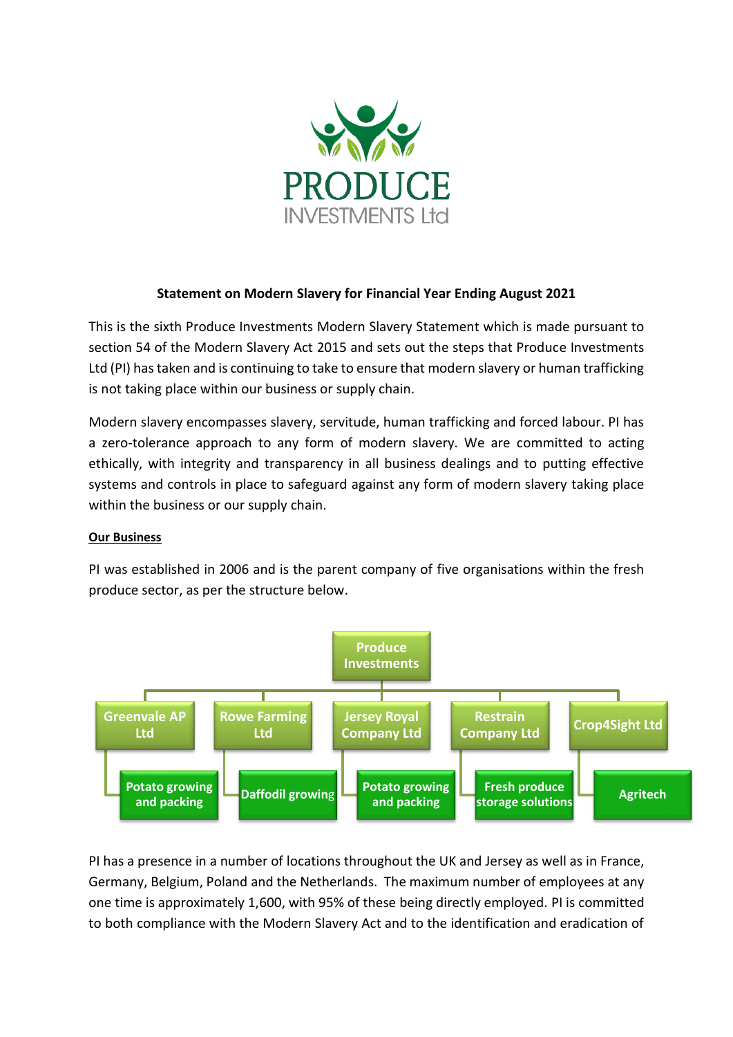PRODUCE INVESTMENTS Ltd

**Statement on Modern Slavery for Financial Year Ending August 2021**

This is the sixth Produce Investments Modern Slavery Statement which is made pursuant to section 54 of the Modern Slavery Act 2015 and sets out the steps that Produce Investments Ltd (PI) has taken and is continuing to take to ensure that modern slavery or human trafficking is not taking place within our business or supply chain.

Modern slavery encompasses slavery, servitude, human trafficking and forced labour. PI has a zero-tolerance approach to any form of modern slavery. We are committed to acting ethically, with integrity and transparency in all business dealings and to putting effective systems and controls in place to safeguard against any form of modern slavery taking place within the business or our supply chain.

**Our Business**

PI was established in 2006 and is the parent company of five organisations within the fresh produce sector, as per the structure below.

Produce Investments

| Greenvale AP Ltd | Rowe Farming Ltd | Jersey Royal Company Ltd | Restrain Company Ltd | Crop4Sight Ltd |
|---|---|---|---|---|
| Potato growing and packing | Daffodil growing | Potato growing and packing | Fresh produce storage solutions | Agritech |

PI has a presence in a number of locations throughout the UK and Jersey as well as in France, Germany, Belgium, Poland and the Netherlands. The maximum number of employees at any one time is approximately 1,600, with 95% of these being directly employed. PI is committed to both compliance with the Modern Slavery Act and to the identification and eradication of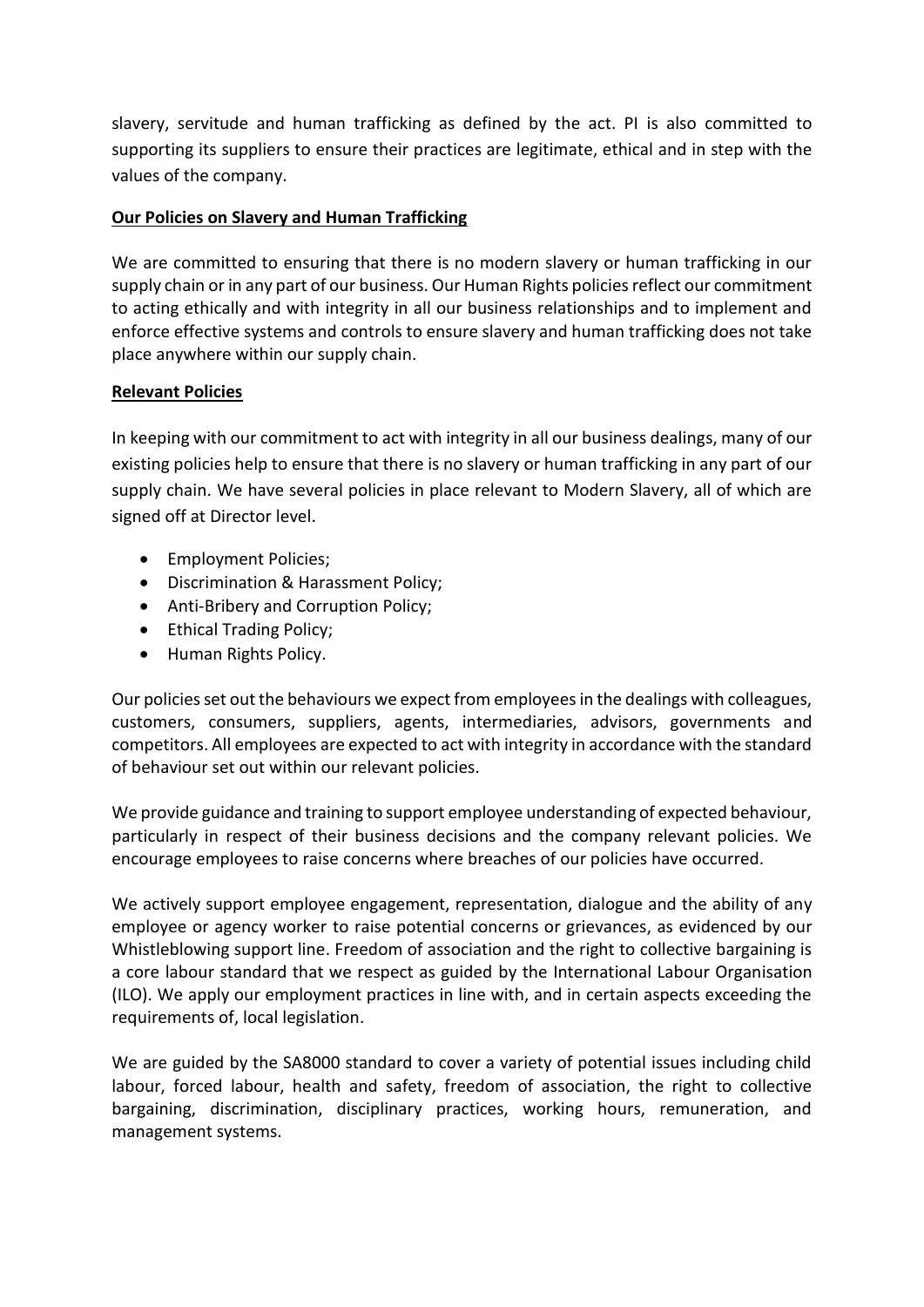slavery, servitude and human trafficking as defined by the act. PI is also committed to supporting its suppliers to ensure their practices are legitimate, ethical and in step with the values of the company.

## Our Policies on Slavery and Human Trafficking

We are committed to ensuring that there is no modern slavery or human trafficking in our supply chain or in any part of our business. Our Human Rights policies reflect our commitment to acting ethically and with integrity in all our business relationships and to implement and enforce effective systems and controls to ensure slavery and human trafficking does not take place anywhere within our supply chain.

## Relevant Policies

In keeping with our commitment to act with integrity in all our business dealings, many of our existing policies help to ensure that there is no slavery or human trafficking in any part of our supply chain. We have several policies in place relevant to Modern Slavery, all of which are signed off at Director level.

- Employment Policies;
- Discrimination & Harassment Policy;
- Anti-Bribery and Corruption Policy;
- Ethical Trading Policy;
- Human Rights Policy.

Our policies set out the behaviours we expect from employees in the dealings with colleagues, customers, consumers, suppliers, agents, intermediaries, advisors, governments and competitors. All employees are expected to act with integrity in accordance with the standard of behaviour set out within our relevant policies.

We provide guidance and training to support employee understanding of expected behaviour, particularly in respect of their business decisions and the company relevant policies. We encourage employees to raise concerns where breaches of our policies have occurred.

We actively support employee engagement, representation, dialogue and the ability of any employee or agency worker to raise potential concerns or grievances, as evidenced by our Whistleblowing support line. Freedom of association and the right to collective bargaining is a core labour standard that we respect as guided by the International Labour Organisation (ILO). We apply our employment practices in line with, and in certain aspects exceeding the requirements of, local legislation.

We are guided by the SA8000 standard to cover a variety of potential issues including child labour, forced labour, health and safety, freedom of association, the right to collective bargaining, discrimination, disciplinary practices, working hours, remuneration, and management systems.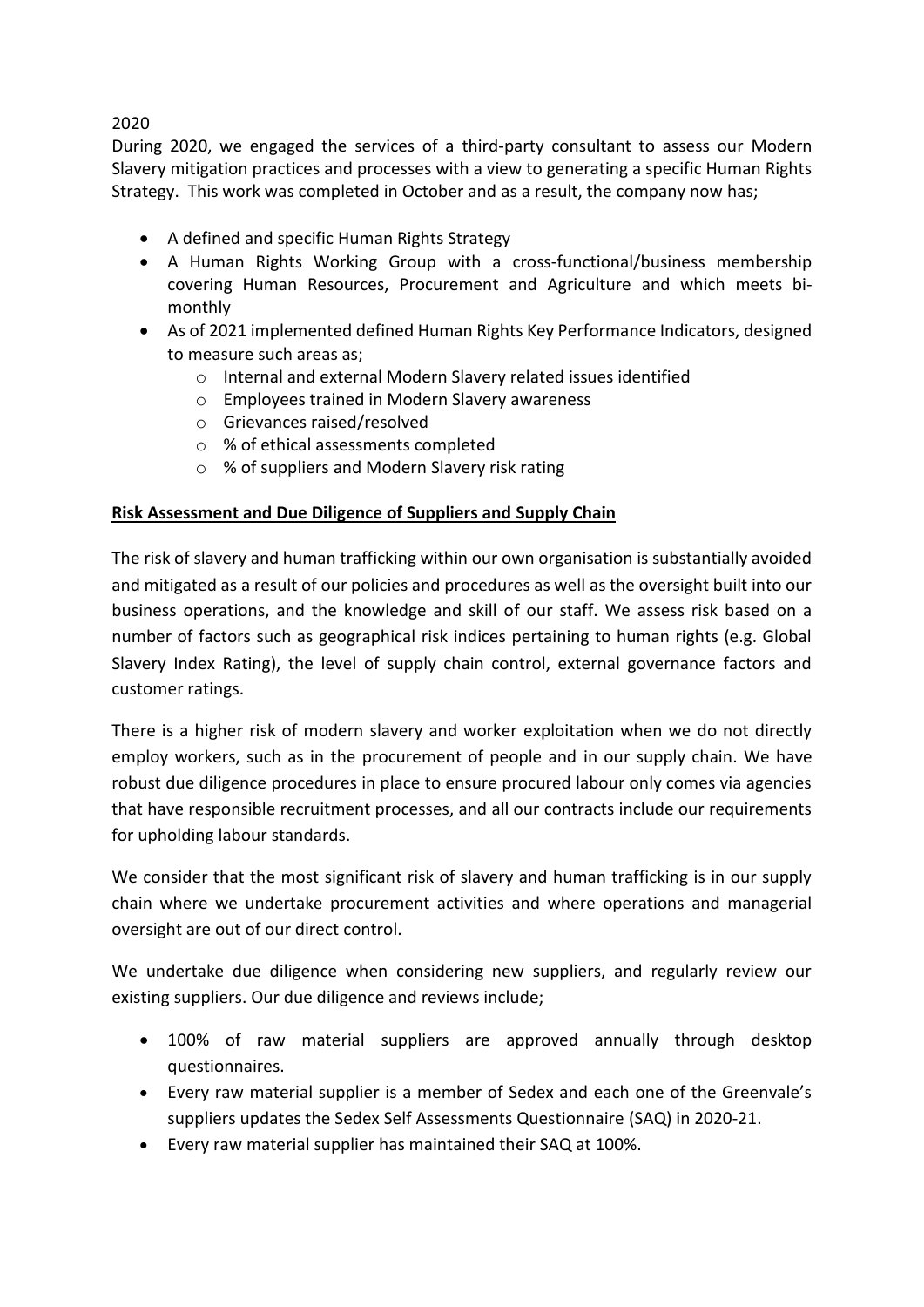2020

During 2020, we engaged the services of a third-party consultant to assess our Modern Slavery mitigation practices and processes with a view to generating a specific Human Rights Strategy. This work was completed in October and as a result, the company now has;

- A defined and specific Human Rights Strategy
- A Human Rights Working Group with a cross-functional/business membership covering Human Resources, Procurement and Agriculture and which meets bi-monthly
- As of 2021 implemented defined Human Rights Key Performance Indicators, designed to measure such areas as;
  - Internal and external Modern Slavery related issues identified
  - Employees trained in Modern Slavery awareness
  - Grievances raised/resolved
  - % of ethical assessments completed
  - % of suppliers and Modern Slavery risk rating

**Risk Assessment and Due Diligence of Suppliers and Supply Chain**

The risk of slavery and human trafficking within our own organisation is substantially avoided and mitigated as a result of our policies and procedures as well as the oversight built into our business operations, and the knowledge and skill of our staff. We assess risk based on a number of factors such as geographical risk indices pertaining to human rights (e.g. Global Slavery Index Rating), the level of supply chain control, external governance factors and customer ratings.

There is a higher risk of modern slavery and worker exploitation when we do not directly employ workers, such as in the procurement of people and in our supply chain. We have robust due diligence procedures in place to ensure procured labour only comes via agencies that have responsible recruitment processes, and all our contracts include our requirements for upholding labour standards.

We consider that the most significant risk of slavery and human trafficking is in our supply chain where we undertake procurement activities and where operations and managerial oversight are out of our direct control.

We undertake due diligence when considering new suppliers, and regularly review our existing suppliers. Our due diligence and reviews include;

- 100% of raw material suppliers are approved annually through desktop questionnaires.
- Every raw material supplier is a member of Sedex and each one of the Greenvale's suppliers updates the Sedex Self Assessments Questionnaire (SAQ) in 2020-21.
- Every raw material supplier has maintained their SAQ at 100%.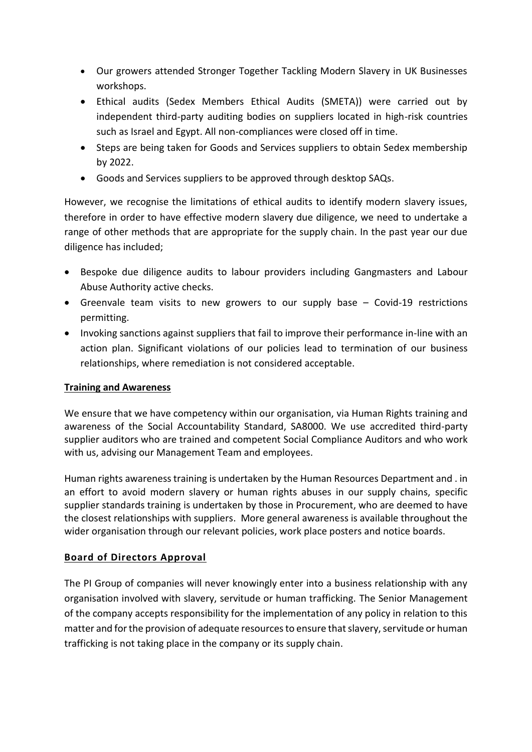- Our growers attended Stronger Together Tackling Modern Slavery in UK Businesses workshops.
- Ethical audits (Sedex Members Ethical Audits (SMETA)) were carried out by independent third-party auditing bodies on suppliers located in high-risk countries such as Israel and Egypt. All non-compliances were closed off in time.
- Steps are being taken for Goods and Services suppliers to obtain Sedex membership by 2022.
- Goods and Services suppliers to be approved through desktop SAQs.

However, we recognise the limitations of ethical audits to identify modern slavery issues, therefore in order to have effective modern slavery due diligence, we need to undertake a range of other methods that are appropriate for the supply chain. In the past year our due diligence has included;

- Bespoke due diligence audits to labour providers including Gangmasters and Labour Abuse Authority active checks.
- Greenvale team visits to new growers to our supply base – Covid-19 restrictions permitting.
- Invoking sanctions against suppliers that fail to improve their performance in-line with an action plan. Significant violations of our policies lead to termination of our business relationships, where remediation is not considered acceptable.

**Training and Awareness**

We ensure that we have competency within our organisation, via Human Rights training and awareness of the Social Accountability Standard, SA8000. We use accredited third-party supplier auditors who are trained and competent Social Compliance Auditors and who work with us, advising our Management Team and employees.

Human rights awareness training is undertaken by the Human Resources Department and . in an effort to avoid modern slavery or human rights abuses in our supply chains, specific supplier standards training is undertaken by those in Procurement, who are deemed to have the closest relationships with suppliers. More general awareness is available throughout the wider organisation through our relevant policies, work place posters and notice boards.

**Board of Directors Approval**

The PI Group of companies will never knowingly enter into a business relationship with any organisation involved with slavery, servitude or human trafficking. The Senior Management of the company accepts responsibility for the implementation of any policy in relation to this matter and for the provision of adequate resources to ensure that slavery, servitude or human trafficking is not taking place in the company or its supply chain.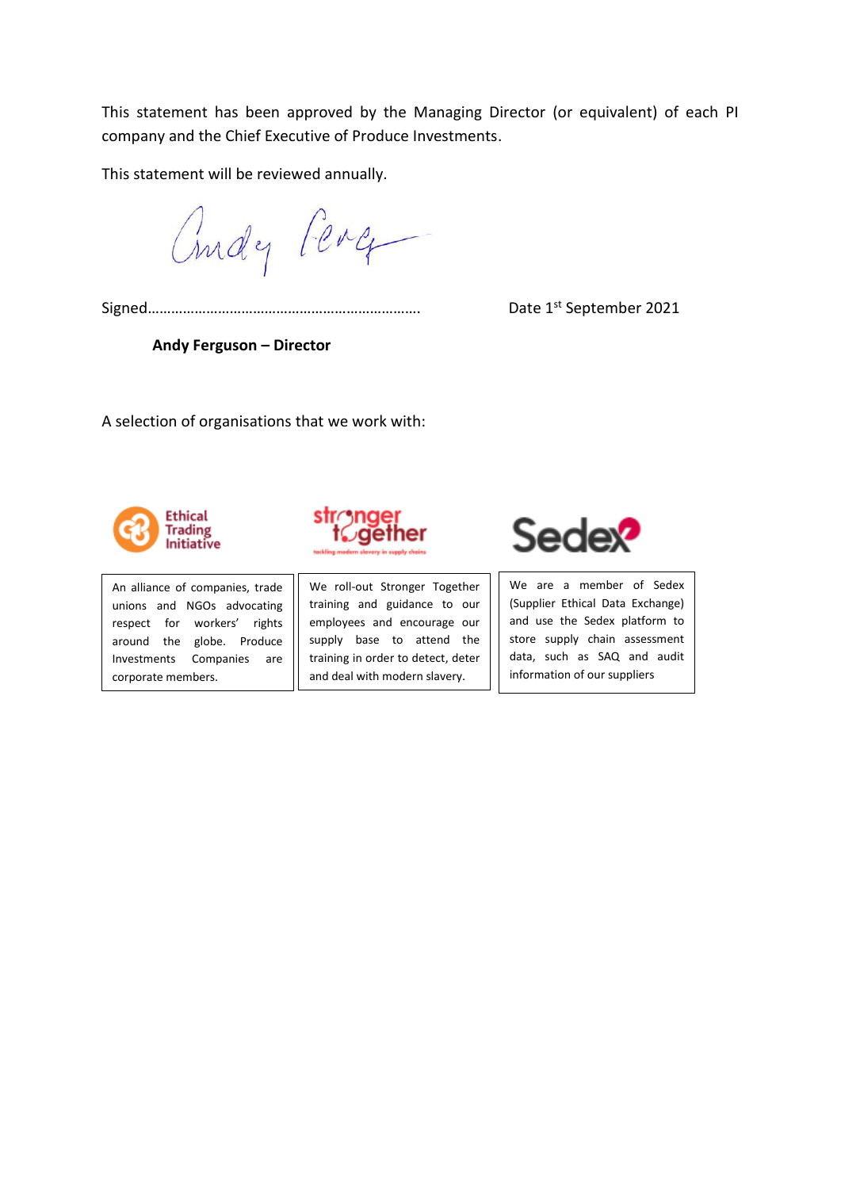This statement has been approved by the Managing Director (or equivalent) of each PI company and the Chief Executive of Produce Investments.

This statement will be reviewed annually.

Signed…………………………………………………………… Date 1st September 2021

**Andy Ferguson – Director**

A selection of organisations that we work with:

| | | |
|---|---|---|
| Ethical Trading Initiative | stronger together tackling modern slavery in supply chains | Sedex |
| An alliance of companies, trade unions and NGOs advocating respect for workers' rights around the globe. Produce Investments Companies are corporate members. | We roll-out Stronger Together training and guidance to our employees and encourage our supply base to attend the training in order to detect, deter and deal with modern slavery. | We are a member of Sedex (Supplier Ethical Data Exchange) and use the Sedex platform to store supply chain assessment data, such as SAQ and audit information of our suppliers |